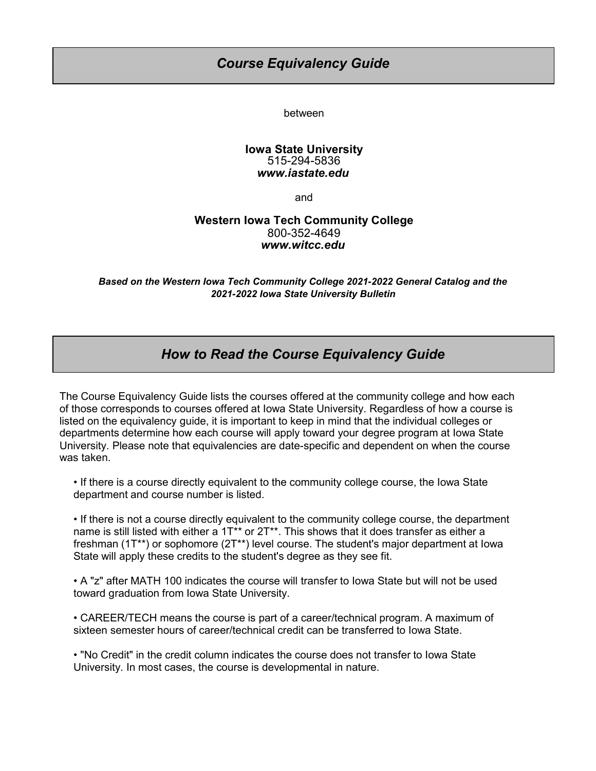# *Course Equivalency Guide*

between

**Iowa State University**
515-294-5836
***www.iastate.edu***

and

**Western Iowa Tech Community College**
800-352-4649
***www.witcc.edu***

***Based on the Western Iowa Tech Community College 2021-2022 General Catalog and the 2021-2022 Iowa State University Bulletin***

# *How to Read the Course Equivalency Guide*

The Course Equivalency Guide lists the courses offered at the community college and how each of those corresponds to courses offered at Iowa State University. Regardless of how a course is listed on the equivalency guide, it is important to keep in mind that the individual colleges or departments determine how each course will apply toward your degree program at Iowa State University. Please note that equivalencies are date-specific and dependent on when the course was taken.

- If there is a course directly equivalent to the community college course, the Iowa State department and course number is listed.

- If there is not a course directly equivalent to the community college course, the department name is still listed with either a 1T** or 2T**. This shows that it does transfer as either a freshman (1T**) or sophomore (2T**) level course. The student's major department at Iowa State will apply these credits to the student's degree as they see fit.

- A "z" after MATH 100 indicates the course will transfer to Iowa State but will not be used toward graduation from Iowa State University.

- CAREER/TECH means the course is part of a career/technical program. A maximum of sixteen semester hours of career/technical credit can be transferred to Iowa State.

- "No Credit" in the credit column indicates the course does not transfer to Iowa State University. In most cases, the course is developmental in nature.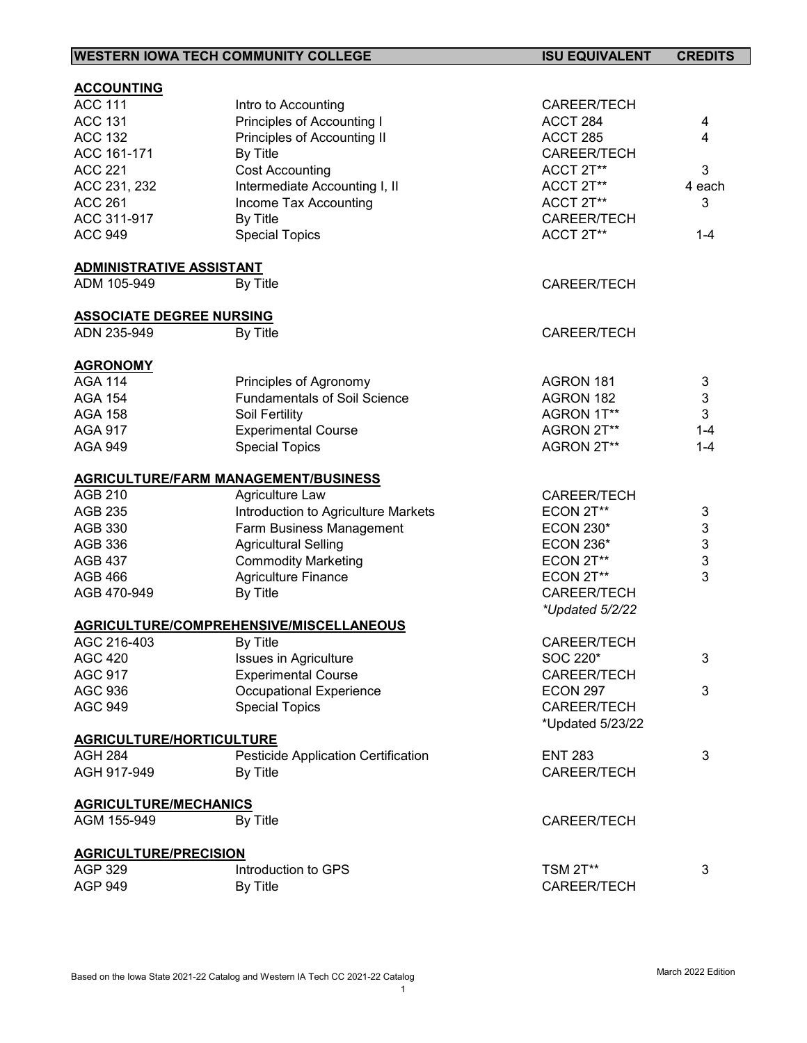| WESTERN IOWA TECH COMMUNITY COLLEGE | | ISU EQUIVALENT | CREDITS |
|---|---|---|---|
| **ACCOUNTING** | | | |
| ACC 111 | Intro to Accounting | CAREER/TECH | |
| ACC 131 | Principles of Accounting I | ACCT 284 | 4 |
| ACC 132 | Principles of Accounting II | ACCT 285 | 4 |
| ACC 161-171 | By Title | CAREER/TECH | |
| ACC 221 | Cost Accounting | ACCT 2T** | 3 |
| ACC 231, 232 | Intermediate Accounting I, II | ACCT 2T** | 4 each |
| ACC 261 | Income Tax Accounting | ACCT 2T** | 3 |
| ACC 311-917 | By Title | CAREER/TECH | |
| ACC 949 | Special Topics | ACCT 2T** | 1-4 |
| **ADMINISTRATIVE ASSISTANT** | | | |
| ADM 105-949 | By Title | CAREER/TECH | |
| **ASSOCIATE DEGREE NURSING** | | | |
| ADN 235-949 | By Title | CAREER/TECH | |
| **AGRONOMY** | | | |
| AGA 114 | Principles of Agronomy | AGRON 181 | 3 |
| AGA 154 | Fundamentals of Soil Science | AGRON 182 | 3 |
| AGA 158 | Soil Fertility | AGRON 1T** | 3 |
| AGA 917 | Experimental Course | AGRON 2T** | 1-4 |
| AGA 949 | Special Topics | AGRON 2T** | 1-4 |
| **AGRICULTURE/FARM MANAGEMENT/BUSINESS** | | | |
| AGB 210 | Agriculture Law | CAREER/TECH | |
| AGB 235 | Introduction to Agriculture Markets | ECON 2T** | 3 |
| AGB 330 | Farm Business Management | ECON 230* | 3 |
| AGB 336 | Agricultural Selling | ECON 236* | 3 |
| AGB 437 | Commodity Marketing | ECON 2T** | 3 |
| AGB 466 | Agriculture Finance | ECON 2T** | 3 |
| AGB 470-949 | By Title | CAREER/TECH | |
| | | *Updated 5/2/22* | |
| **AGRICULTURE/COMPREHENSIVE/MISCELLANEOUS** | | | |
| AGC 216-403 | By Title | CAREER/TECH | |
| AGC 420 | Issues in Agriculture | SOC 220* | 3 |
| AGC 917 | Experimental Course | CAREER/TECH | |
| AGC 936 | Occupational Experience | ECON 297 | 3 |
| AGC 949 | Special Topics | CAREER/TECH | |
| | | *Updated 5/23/22 | |
| **AGRICULTURE/HORTICULTURE** | | | |
| AGH 284 | Pesticide Application Certification | ENT 283 | 3 |
| AGH 917-949 | By Title | CAREER/TECH | |
| **AGRICULTURE/MECHANICS** | | | |
| AGM 155-949 | By Title | CAREER/TECH | |
| **AGRICULTURE/PRECISION** | | | |
| AGP 329 | Introduction to GPS | TSM 2T** | 3 |
| AGP 949 | By Title | CAREER/TECH | |

Based on the Iowa State 2021-22 Catalog and Western IA Tech CC 2021-22 Catalog

March 2022 Edition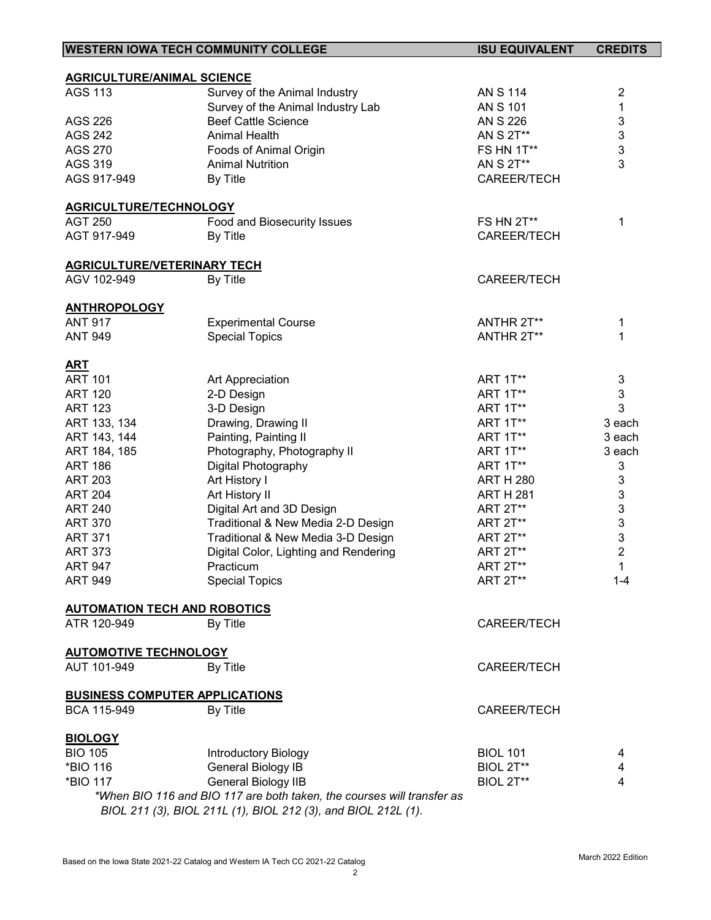| WESTERN IOWA TECH COMMUNITY COLLEGE | | ISU EQUIVALENT | CREDITS |
|---|---|---|---|
| **AGRICULTURE/ANIMAL SCIENCE** | | | |
| AGS 113 | Survey of the Animal Industry | AN S 114 | 2 |
| | Survey of the Animal Industry Lab | AN S 101 | 1 |
| AGS 226 | Beef Cattle Science | AN S 226 | 3 |
| AGS 242 | Animal Health | AN S 2T** | 3 |
| AGS 270 | Foods of Animal Origin | FS HN 1T** | 3 |
| AGS 319 | Animal Nutrition | AN S 2T** | 3 |
| AGS 917-949 | By Title | CAREER/TECH | |
| **AGRICULTURE/TECHNOLOGY** | | | |
| AGT 250 | Food and Biosecurity Issues | FS HN 2T** | 1 |
| AGT 917-949 | By Title | CAREER/TECH | |
| **AGRICULTURE/VETERINARY TECH** | | | |
| AGV 102-949 | By Title | CAREER/TECH | |
| **ANTHROPOLOGY** | | | |
| ANT 917 | Experimental Course | ANTHR 2T** | 1 |
| ANT 949 | Special Topics | ANTHR 2T** | 1 |
| **ART** | | | |
| ART 101 | Art Appreciation | ART 1T** | 3 |
| ART 120 | 2-D Design | ART 1T** | 3 |
| ART 123 | 3-D Design | ART 1T** | 3 |
| ART 133, 134 | Drawing, Drawing II | ART 1T** | 3 each |
| ART 143, 144 | Painting, Painting II | ART 1T** | 3 each |
| ART 184, 185 | Photography, Photography II | ART 1T** | 3 each |
| ART 186 | Digital Photography | ART 1T** | 3 |
| ART 203 | Art History I | ART H 280 | 3 |
| ART 204 | Art History II | ART H 281 | 3 |
| ART 240 | Digital Art and 3D Design | ART 2T** | 3 |
| ART 370 | Traditional & New Media 2-D Design | ART 2T** | 3 |
| ART 371 | Traditional & New Media 3-D Design | ART 2T** | 3 |
| ART 373 | Digital Color, Lighting and Rendering | ART 2T** | 2 |
| ART 947 | Practicum | ART 2T** | 1 |
| ART 949 | Special Topics | ART 2T** | 1-4 |
| **AUTOMATION TECH AND ROBOTICS** | | | |
| ATR 120-949 | By Title | CAREER/TECH | |
| **AUTOMOTIVE TECHNOLOGY** | | | |
| AUT 101-949 | By Title | CAREER/TECH | |
| **BUSINESS COMPUTER APPLICATIONS** | | | |
| BCA 115-949 | By Title | CAREER/TECH | |
| **BIOLOGY** | | | |
| BIO 105 | Introductory Biology | BIOL 101 | 4 |
| *BIO 116 | General Biology IB | BIOL 2T** | 4 |
| *BIO 117 | General Biology IIB | BIOL 2T** | 4 |

*\*When BIO 116 and BIO 117 are both taken, the courses will transfer as BIOL 211 (3), BIOL 211L (1), BIOL 212 (3), and BIOL 212L (1).*

Based on the Iowa State 2021-22 Catalog and Western IA Tech CC 2021-22 Catalog

March 2022 Edition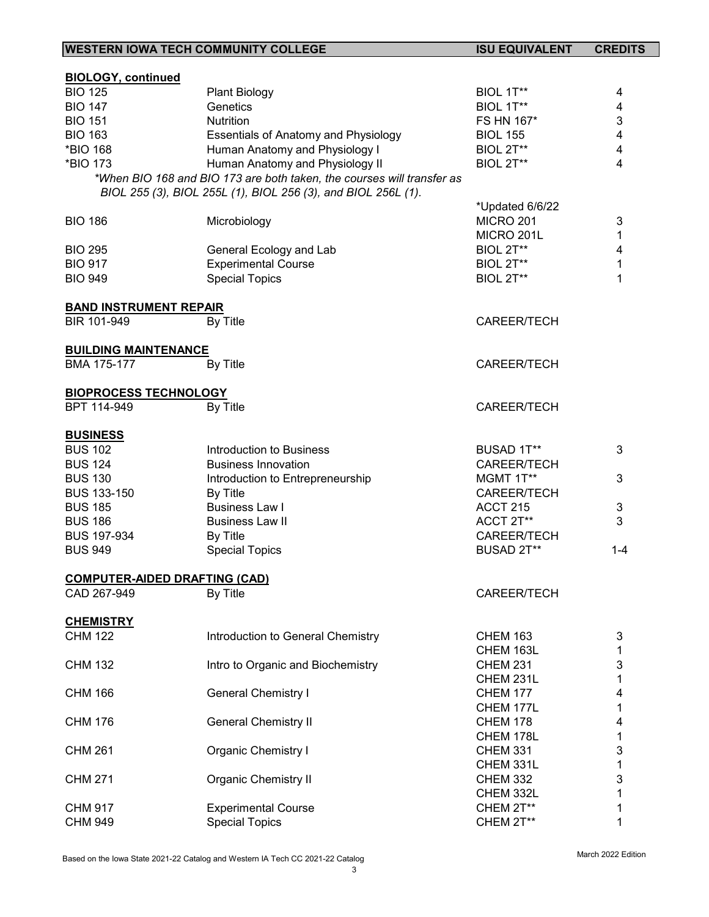| WESTERN IOWA TECH COMMUNITY COLLEGE | | ISU EQUIVALENT | CREDITS |
|---|---|---|---|
| **BIOLOGY, continued** | | | |
| BIO 125 | Plant Biology | BIOL 1T** | 4 |
| BIO 147 | Genetics | BIOL 1T** | 4 |
| BIO 151 | Nutrition | FS HN 167* | 3 |
| BIO 163 | Essentials of Anatomy and Physiology | BIOL 155 | 4 |
| *BIO 168 | Human Anatomy and Physiology I | BIOL 2T** | 4 |
| *BIO 173 | Human Anatomy and Physiology II | BIOL 2T** | 4 |
| | *\*When BIO 168 and BIO 173 are both taken, the courses will transfer as BIOL 255 (3), BIOL 255L (1), BIOL 256 (3), and BIOL 256L (1).* | | |
| | | *Updated 6/6/22 | |
| BIO 186 | Microbiology | MICRO 201 | 3 |
| | | MICRO 201L | 1 |
| BIO 295 | General Ecology and Lab | BIOL 2T** | 4 |
| BIO 917 | Experimental Course | BIOL 2T** | 1 |
| BIO 949 | Special Topics | BIOL 2T** | 1 |
| **BAND INSTRUMENT REPAIR** | | | |
| BIR 101-949 | By Title | CAREER/TECH | |
| **BUILDING MAINTENANCE** | | | |
| BMA 175-177 | By Title | CAREER/TECH | |
| **BIOPROCESS TECHNOLOGY** | | | |
| BPT 114-949 | By Title | CAREER/TECH | |
| **BUSINESS** | | | |
| BUS 102 | Introduction to Business | BUSAD 1T** | 3 |
| BUS 124 | Business Innovation | CAREER/TECH | |
| BUS 130 | Introduction to Entrepreneurship | MGMT 1T** | 3 |
| BUS 133-150 | By Title | CAREER/TECH | |
| BUS 185 | Business Law I | ACCT 215 | 3 |
| BUS 186 | Business Law II | ACCT 2T** | 3 |
| BUS 197-934 | By Title | CAREER/TECH | |
| BUS 949 | Special Topics | BUSAD 2T** | 1-4 |
| **COMPUTER-AIDED DRAFTING (CAD)** | | | |
| CAD 267-949 | By Title | CAREER/TECH | |
| **CHEMISTRY** | | | |
| CHM 122 | Introduction to General Chemistry | CHEM 163 | 3 |
| | | CHEM 163L | 1 |
| CHM 132 | Intro to Organic and Biochemistry | CHEM 231 | 3 |
| | | CHEM 231L | 1 |
| CHM 166 | General Chemistry I | CHEM 177 | 4 |
| | | CHEM 177L | 1 |
| CHM 176 | General Chemistry II | CHEM 178 | 4 |
| | | CHEM 178L | 1 |
| CHM 261 | Organic Chemistry I | CHEM 331 | 3 |
| | | CHEM 331L | 1 |
| CHM 271 | Organic Chemistry II | CHEM 332 | 3 |
| | | CHEM 332L | 1 |
| CHM 917 | Experimental Course | CHEM 2T** | 1 |
| CHM 949 | Special Topics | CHEM 2T** | 1 |

Based on the Iowa State 2021-22 Catalog and Western IA Tech CC 2021-22 Catalog

March 2022 Edition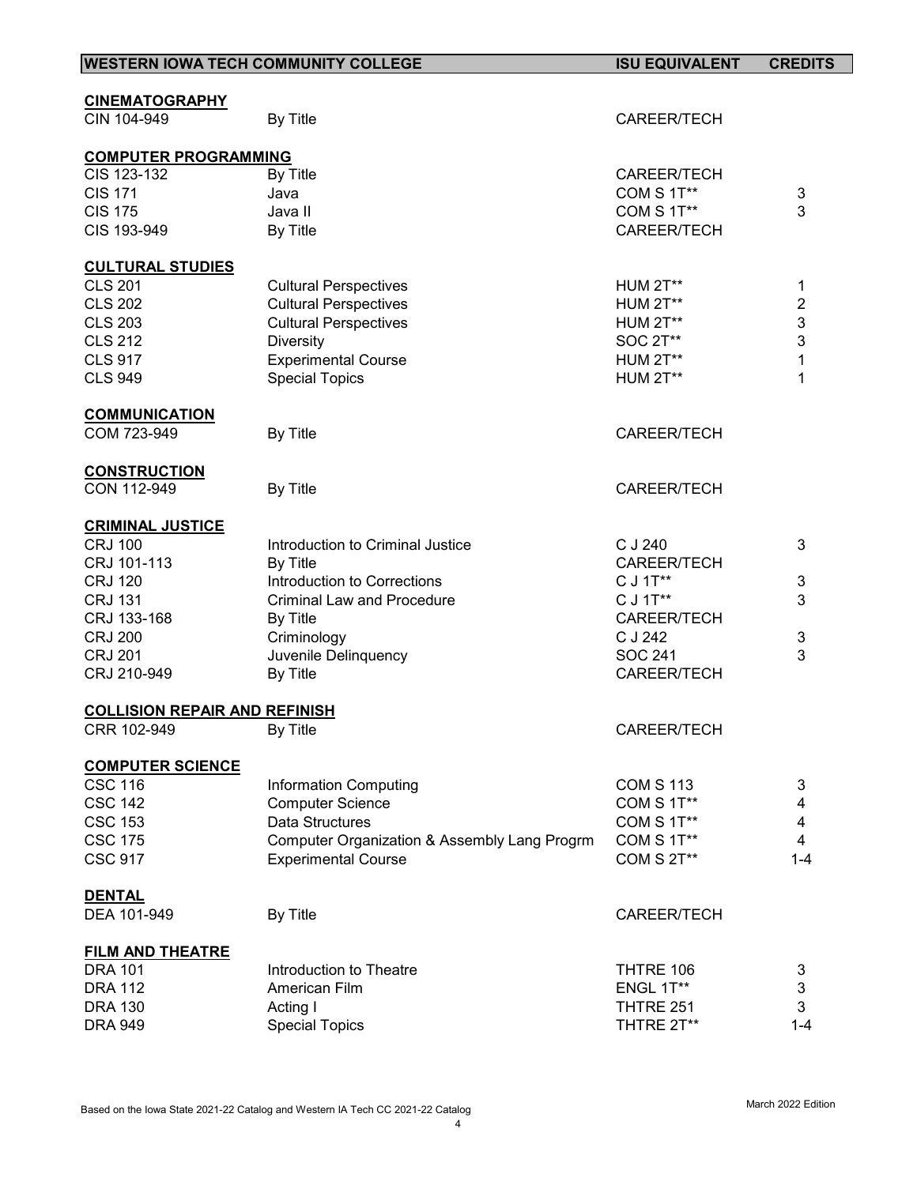| WESTERN IOWA TECH COMMUNITY COLLEGE | | ISU EQUIVALENT | CREDITS |
|---|---|---|---|
| **CINEMATOGRAPHY** | | | |
| CIN 104-949 | By Title | CAREER/TECH | |
| **COMPUTER PROGRAMMING** | | | |
| CIS 123-132 | By Title | CAREER/TECH | |
| CIS 171 | Java | COM S 1T** | 3 |
| CIS 175 | Java II | COM S 1T** | 3 |
| CIS 193-949 | By Title | CAREER/TECH | |
| **CULTURAL STUDIES** | | | |
| CLS 201 | Cultural Perspectives | HUM 2T** | 1 |
| CLS 202 | Cultural Perspectives | HUM 2T** | 2 |
| CLS 203 | Cultural Perspectives | HUM 2T** | 3 |
| CLS 212 | Diversity | SOC 2T** | 3 |
| CLS 917 | Experimental Course | HUM 2T** | 1 |
| CLS 949 | Special Topics | HUM 2T** | 1 |
| **COMMUNICATION** | | | |
| COM 723-949 | By Title | CAREER/TECH | |
| **CONSTRUCTION** | | | |
| CON 112-949 | By Title | CAREER/TECH | |
| **CRIMINAL JUSTICE** | | | |
| CRJ 100 | Introduction to Criminal Justice | C J 240 | 3 |
| CRJ 101-113 | By Title | CAREER/TECH | |
| CRJ 120 | Introduction to Corrections | C J 1T** | 3 |
| CRJ 131 | Criminal Law and Procedure | C J 1T** | 3 |
| CRJ 133-168 | By Title | CAREER/TECH | |
| CRJ 200 | Criminology | C J 242 | 3 |
| CRJ 201 | Juvenile Delinquency | SOC 241 | 3 |
| CRJ 210-949 | By Title | CAREER/TECH | |
| **COLLISION REPAIR AND REFINISH** | | | |
| CRR 102-949 | By Title | CAREER/TECH | |
| **COMPUTER SCIENCE** | | | |
| CSC 116 | Information Computing | COM S 113 | 3 |
| CSC 142 | Computer Science | COM S 1T** | 4 |
| CSC 153 | Data Structures | COM S 1T** | 4 |
| CSC 175 | Computer Organization & Assembly Lang Progrm | COM S 1T** | 4 |
| CSC 917 | Experimental Course | COM S 2T** | 1-4 |
| **DENTAL** | | | |
| DEA 101-949 | By Title | CAREER/TECH | |
| **FILM AND THEATRE** | | | |
| DRA 101 | Introduction to Theatre | THTRE 106 | 3 |
| DRA 112 | American Film | ENGL 1T** | 3 |
| DRA 130 | Acting I | THTRE 251 | 3 |
| DRA 949 | Special Topics | THTRE 2T** | 1-4 |

Based on the Iowa State 2021-22 Catalog and Western IA Tech CC 2021-22 Catalog

March 2022 Edition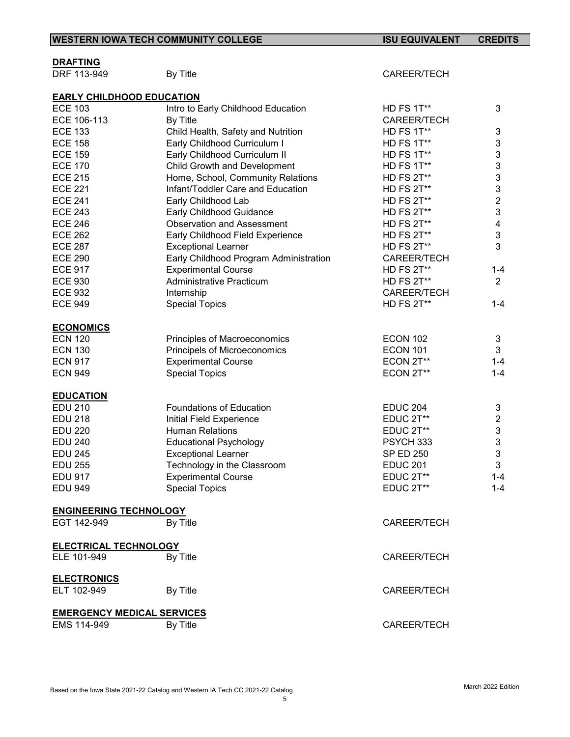| WESTERN IOWA TECH COMMUNITY COLLEGE | | ISU EQUIVALENT | CREDITS |
|---|---|---|---|
| **DRAFTING** | | | |
| DRF 113-949 | By Title | CAREER/TECH | |
| **EARLY CHILDHOOD EDUCATION** | | | |
| ECE 103 | Intro to Early Childhood Education | HD FS 1T** | 3 |
| ECE 106-113 | By Title | CAREER/TECH | |
| ECE 133 | Child Health, Safety and Nutrition | HD FS 1T** | 3 |
| ECE 158 | Early Childhood Curriculum I | HD FS 1T** | 3 |
| ECE 159 | Early Childhood Curriculum II | HD FS 1T** | 3 |
| ECE 170 | Child Growth and Development | HD FS 1T** | 3 |
| ECE 215 | Home, School, Community Relations | HD FS 2T** | 3 |
| ECE 221 | Infant/Toddler Care and Education | HD FS 2T** | 3 |
| ECE 241 | Early Childhood Lab | HD FS 2T** | 2 |
| ECE 243 | Early Childhood Guidance | HD FS 2T** | 3 |
| ECE 246 | Observation and Assessment | HD FS 2T** | 4 |
| ECE 262 | Early Childhood Field Experience | HD FS 2T** | 3 |
| ECE 287 | Exceptional Learner | HD FS 2T** | 3 |
| ECE 290 | Early Childhood Program Administration | CAREER/TECH | |
| ECE 917 | Experimental Course | HD FS 2T** | 1-4 |
| ECE 930 | Administrative Practicum | HD FS 2T** | 2 |
| ECE 932 | Internship | CAREER/TECH | |
| ECE 949 | Special Topics | HD FS 2T** | 1-4 |
| **ECONOMICS** | | | |
| ECN 120 | Principles of Macroeconomics | ECON 102 | 3 |
| ECN 130 | Principels of Microeconomics | ECON 101 | 3 |
| ECN 917 | Experimental Course | ECON 2T** | 1-4 |
| ECN 949 | Special Topics | ECON 2T** | 1-4 |
| **EDUCATION** | | | |
| EDU 210 | Foundations of Education | EDUC 204 | 3 |
| EDU 218 | Initial Field Experience | EDUC 2T** | 2 |
| EDU 220 | Human Relations | EDUC 2T** | 3 |
| EDU 240 | Educational Psychology | PSYCH 333 | 3 |
| EDU 245 | Exceptional Learner | SP ED 250 | 3 |
| EDU 255 | Technology in the Classroom | EDUC 201 | 3 |
| EDU 917 | Experimental Course | EDUC 2T** | 1-4 |
| EDU 949 | Special Topics | EDUC 2T** | 1-4 |
| **ENGINEERING TECHNOLOGY** | | | |
| EGT 142-949 | By Title | CAREER/TECH | |
| **ELECTRICAL TECHNOLOGY** | | | |
| ELE 101-949 | By Title | CAREER/TECH | |
| **ELECTRONICS** | | | |
| ELT 102-949 | By Title | CAREER/TECH | |
| **EMERGENCY MEDICAL SERVICES** | | | |
| EMS 114-949 | By Title | CAREER/TECH | |

Based on the Iowa State 2021-22 Catalog and Western IA Tech CC 2021-22 Catalog

March 2022 Edition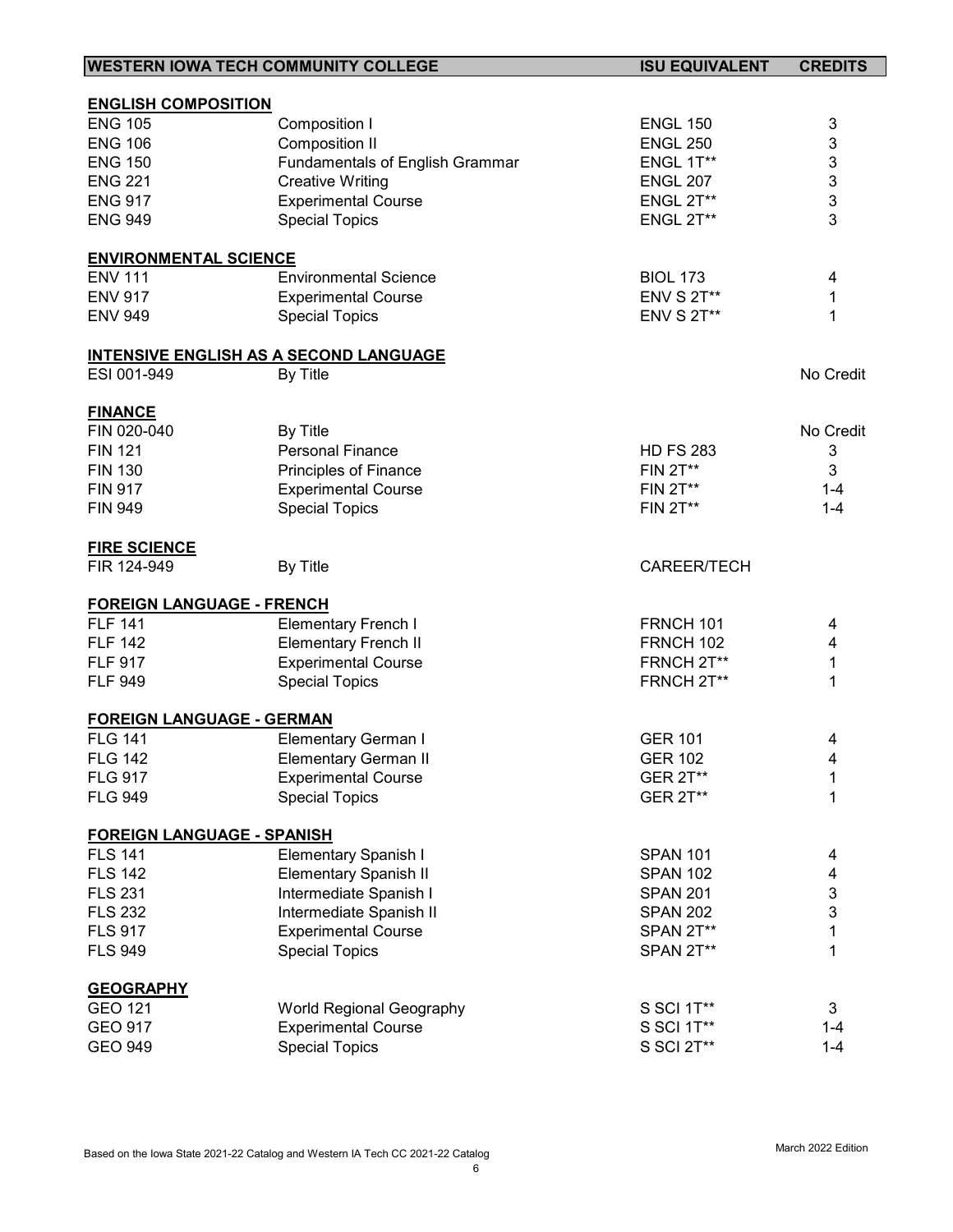| WESTERN IOWA TECH COMMUNITY COLLEGE | | ISU EQUIVALENT | CREDITS |
|---|---|---|---|
| **ENGLISH COMPOSITION** | | | |
| ENG 105 | Composition I | ENGL 150 | 3 |
| ENG 106 | Composition II | ENGL 250 | 3 |
| ENG 150 | Fundamentals of English Grammar | ENGL 1T** | 3 |
| ENG 221 | Creative Writing | ENGL 207 | 3 |
| ENG 917 | Experimental Course | ENGL 2T** | 3 |
| ENG 949 | Special Topics | ENGL 2T** | 3 |
| **ENVIRONMENTAL SCIENCE** | | | |
| ENV 111 | Environmental Science | BIOL 173 | 4 |
| ENV 917 | Experimental Course | ENV S 2T** | 1 |
| ENV 949 | Special Topics | ENV S 2T** | 1 |
| **INTENSIVE ENGLISH AS A SECOND LANGUAGE** | | | |
| ESI 001-949 | By Title | | No Credit |
| **FINANCE** | | | |
| FIN 020-040 | By Title | | No Credit |
| FIN 121 | Personal Finance | HD FS 283 | 3 |
| FIN 130 | Principles of Finance | FIN 2T** | 3 |
| FIN 917 | Experimental Course | FIN 2T** | 1-4 |
| FIN 949 | Special Topics | FIN 2T** | 1-4 |
| **FIRE SCIENCE** | | | |
| FIR 124-949 | By Title | CAREER/TECH | |
| **FOREIGN LANGUAGE - FRENCH** | | | |
| FLF 141 | Elementary French I | FRNCH 101 | 4 |
| FLF 142 | Elementary French II | FRNCH 102 | 4 |
| FLF 917 | Experimental Course | FRNCH 2T** | 1 |
| FLF 949 | Special Topics | FRNCH 2T** | 1 |
| **FOREIGN LANGUAGE - GERMAN** | | | |
| FLG 141 | Elementary German I | GER 101 | 4 |
| FLG 142 | Elementary German II | GER 102 | 4 |
| FLG 917 | Experimental Course | GER 2T** | 1 |
| FLG 949 | Special Topics | GER 2T** | 1 |
| **FOREIGN LANGUAGE - SPANISH** | | | |
| FLS 141 | Elementary Spanish I | SPAN 101 | 4 |
| FLS 142 | Elementary Spanish II | SPAN 102 | 4 |
| FLS 231 | Intermediate Spanish I | SPAN 201 | 3 |
| FLS 232 | Intermediate Spanish II | SPAN 202 | 3 |
| FLS 917 | Experimental Course | SPAN 2T** | 1 |
| FLS 949 | Special Topics | SPAN 2T** | 1 |
| **GEOGRAPHY** | | | |
| GEO 121 | World Regional Geography | S SCI 1T** | 3 |
| GEO 917 | Experimental Course | S SCI 1T** | 1-4 |
| GEO 949 | Special Topics | S SCI 2T** | 1-4 |

Based on the Iowa State 2021-22 Catalog and Western IA Tech CC 2021-22 Catalog

March 2022 Edition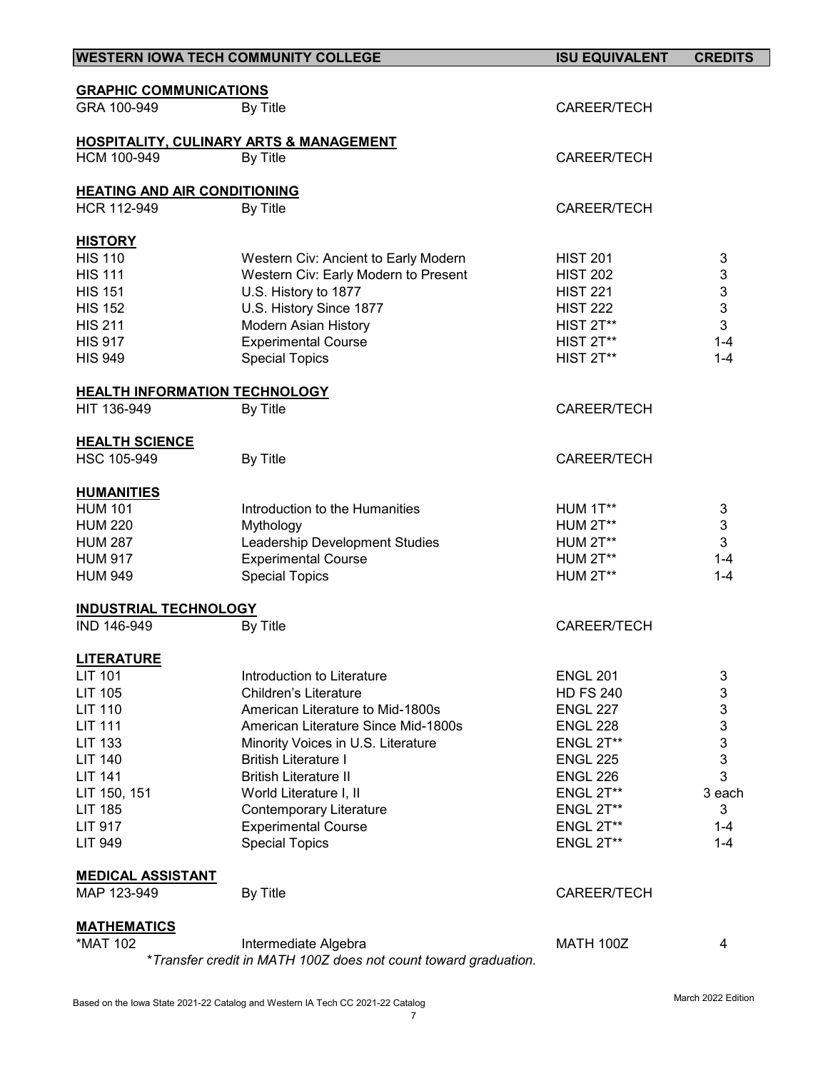| WESTERN IOWA TECH COMMUNITY COLLEGE | | ISU EQUIVALENT | CREDITS |
|---|---|---|---|
| **GRAPHIC COMMUNICATIONS** | | | |
| GRA 100-949 | By Title | CAREER/TECH | |
| **HOSPITALITY, CULINARY ARTS & MANAGEMENT** | | | |
| HCM 100-949 | By Title | CAREER/TECH | |
| **HEATING AND AIR CONDITIONING** | | | |
| HCR 112-949 | By Title | CAREER/TECH | |
| **HISTORY** | | | |
| HIS 110 | Western Civ: Ancient to Early Modern | HIST 201 | 3 |
| HIS 111 | Western Civ: Early Modern to Present | HIST 202 | 3 |
| HIS 151 | U.S. History to 1877 | HIST 221 | 3 |
| HIS 152 | U.S. History Since 1877 | HIST 222 | 3 |
| HIS 211 | Modern Asian History | HIST 2T** | 3 |
| HIS 917 | Experimental Course | HIST 2T** | 1-4 |
| HIS 949 | Special Topics | HIST 2T** | 1-4 |
| **HEALTH INFORMATION TECHNOLOGY** | | | |
| HIT 136-949 | By Title | CAREER/TECH | |
| **HEALTH SCIENCE** | | | |
| HSC 105-949 | By Title | CAREER/TECH | |
| **HUMANITIES** | | | |
| HUM 101 | Introduction to the Humanities | HUM 1T** | 3 |
| HUM 220 | Mythology | HUM 2T** | 3 |
| HUM 287 | Leadership Development Studies | HUM 2T** | 3 |
| HUM 917 | Experimental Course | HUM 2T** | 1-4 |
| HUM 949 | Special Topics | HUM 2T** | 1-4 |
| **INDUSTRIAL TECHNOLOGY** | | | |
| IND 146-949 | By Title | CAREER/TECH | |
| **LITERATURE** | | | |
| LIT 101 | Introduction to Literature | ENGL 201 | 3 |
| LIT 105 | Children's Literature | HD FS 240 | 3 |
| LIT 110 | American Literature to Mid-1800s | ENGL 227 | 3 |
| LIT 111 | American Literature Since Mid-1800s | ENGL 228 | 3 |
| LIT 133 | Minority Voices in U.S. Literature | ENGL 2T** | 3 |
| LIT 140 | British Literature I | ENGL 225 | 3 |
| LIT 141 | British Literature II | ENGL 226 | 3 |
| LIT 150, 151 | World Literature I, II | ENGL 2T** | 3 each |
| LIT 185 | Contemporary Literature | ENGL 2T** | 3 |
| LIT 917 | Experimental Course | ENGL 2T** | 1-4 |
| LIT 949 | Special Topics | ENGL 2T** | 1-4 |
| **MEDICAL ASSISTANT** | | | |
| MAP 123-949 | By Title | CAREER/TECH | |
| **MATHEMATICS** | | | |
| *MAT 102 | Intermediate Algebra | MATH 100Z | 4 |

*\*Transfer credit in MATH 100Z does not count toward graduation.*

Based on the Iowa State 2021-22 Catalog and Western IA Tech CC 2021-22 Catalog

March 2022 Edition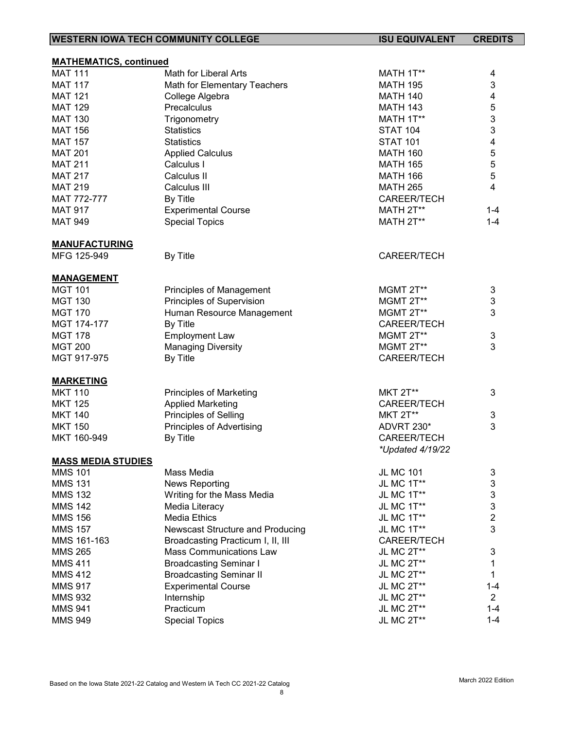| WESTERN IOWA TECH COMMUNITY COLLEGE | | ISU EQUIVALENT | CREDITS |
|---|---|---|---|
| **MATHEMATICS, continued** | | | |
| MAT 111 | Math for Liberal Arts | MATH 1T** | 4 |
| MAT 117 | Math for Elementary Teachers | MATH 195 | 3 |
| MAT 121 | College Algebra | MATH 140 | 4 |
| MAT 129 | Precalculus | MATH 143 | 5 |
| MAT 130 | Trigonometry | MATH 1T** | 3 |
| MAT 156 | Statistics | STAT 104 | 3 |
| MAT 157 | Statistics | STAT 101 | 4 |
| MAT 201 | Applied Calculus | MATH 160 | 5 |
| MAT 211 | Calculus I | MATH 165 | 5 |
| MAT 217 | Calculus II | MATH 166 | 5 |
| MAT 219 | Calculus III | MATH 265 | 4 |
| MAT 772-777 | By Title | CAREER/TECH | |
| MAT 917 | Experimental Course | MATH 2T** | 1-4 |
| MAT 949 | Special Topics | MATH 2T** | 1-4 |
| **MANUFACTURING** | | | |
| MFG 125-949 | By Title | CAREER/TECH | |
| **MANAGEMENT** | | | |
| MGT 101 | Principles of Management | MGMT 2T** | 3 |
| MGT 130 | Principles of Supervision | MGMT 2T** | 3 |
| MGT 170 | Human Resource Management | MGMT 2T** | 3 |
| MGT 174-177 | By Title | CAREER/TECH | |
| MGT 178 | Employment Law | MGMT 2T** | 3 |
| MGT 200 | Managing Diversity | MGMT 2T** | 3 |
| MGT 917-975 | By Title | CAREER/TECH | |
| **MARKETING** | | | |
| MKT 110 | Principles of Marketing | MKT 2T** | 3 |
| MKT 125 | Applied Marketing | CAREER/TECH | |
| MKT 140 | Principles of Selling | MKT 2T** | 3 |
| MKT 150 | Principles of Advertising | ADVRT 230* | 3 |
| MKT 160-949 | By Title | CAREER/TECH | |
| | | *\*Updated 4/19/22* | |
| **MASS MEDIA STUDIES** | | | |
| MMS 101 | Mass Media | JL MC 101 | 3 |
| MMS 131 | News Reporting | JL MC 1T** | 3 |
| MMS 132 | Writing for the Mass Media | JL MC 1T** | 3 |
| MMS 142 | Media Literacy | JL MC 1T** | 3 |
| MMS 156 | Media Ethics | JL MC 1T** | 2 |
| MMS 157 | Newscast Structure and Producing | JL MC 1T** | 3 |
| MMS 161-163 | Broadcasting Practicum I, II, III | CAREER/TECH | |
| MMS 265 | Mass Communications Law | JL MC 2T** | 3 |
| MMS 411 | Broadcasting Seminar I | JL MC 2T** | 1 |
| MMS 412 | Broadcasting Seminar II | JL MC 2T** | 1 |
| MMS 917 | Experimental Course | JL MC 2T** | 1-4 |
| MMS 932 | Internship | JL MC 2T** | 2 |
| MMS 941 | Practicum | JL MC 2T** | 1-4 |
| MMS 949 | Special Topics | JL MC 2T** | 1-4 |

Based on the Iowa State 2021-22 Catalog and Western IA Tech CC 2021-22 Catalog

March 2022 Edition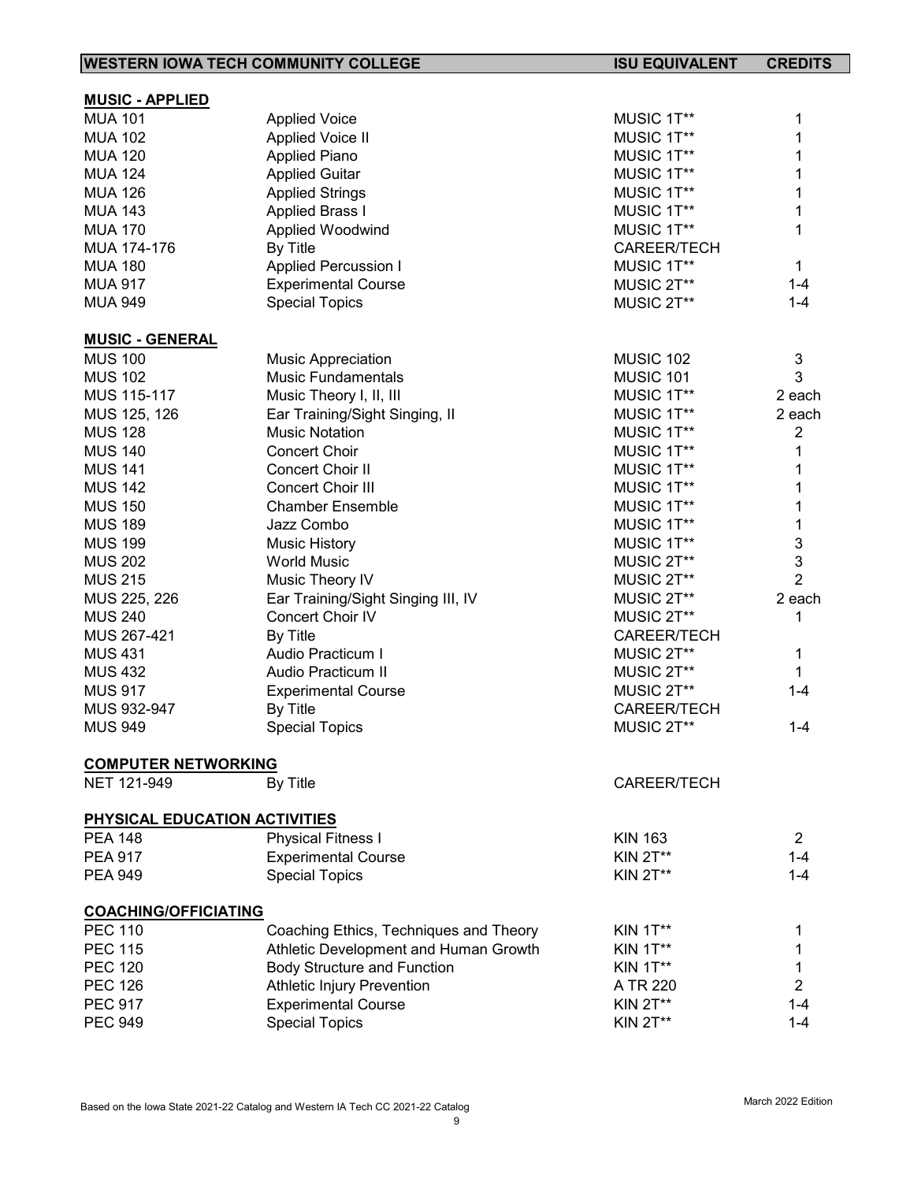| WESTERN IOWA TECH COMMUNITY COLLEGE | | ISU EQUIVALENT | CREDITS |
| --- | --- | --- | --- |
| **MUSIC - APPLIED** | | | |
| MUA 101 | Applied Voice | MUSIC 1T** | 1 |
| MUA 102 | Applied Voice II | MUSIC 1T** | 1 |
| MUA 120 | Applied Piano | MUSIC 1T** | 1 |
| MUA 124 | Applied Guitar | MUSIC 1T** | 1 |
| MUA 126 | Applied Strings | MUSIC 1T** | 1 |
| MUA 143 | Applied Brass I | MUSIC 1T** | 1 |
| MUA 170 | Applied Woodwind | MUSIC 1T** | 1 |
| MUA 174-176 | By Title | CAREER/TECH | |
| MUA 180 | Applied Percussion I | MUSIC 1T** | 1 |
| MUA 917 | Experimental Course | MUSIC 2T** | 1-4 |
| MUA 949 | Special Topics | MUSIC 2T** | 1-4 |
| **MUSIC - GENERAL** | | | |
| MUS 100 | Music Appreciation | MUSIC 102 | 3 |
| MUS 102 | Music Fundamentals | MUSIC 101 | 3 |
| MUS 115-117 | Music Theory I, II, III | MUSIC 1T** | 2 each |
| MUS 125, 126 | Ear Training/Sight Singing, II | MUSIC 1T** | 2 each |
| MUS 128 | Music Notation | MUSIC 1T** | 2 |
| MUS 140 | Concert Choir | MUSIC 1T** | 1 |
| MUS 141 | Concert Choir II | MUSIC 1T** | 1 |
| MUS 142 | Concert Choir III | MUSIC 1T** | 1 |
| MUS 150 | Chamber Ensemble | MUSIC 1T** | 1 |
| MUS 189 | Jazz Combo | MUSIC 1T** | 1 |
| MUS 199 | Music History | MUSIC 1T** | 3 |
| MUS 202 | World Music | MUSIC 2T** | 3 |
| MUS 215 | Music Theory IV | MUSIC 2T** | 2 |
| MUS 225, 226 | Ear Training/Sight Singing III, IV | MUSIC 2T** | 2 each |
| MUS 240 | Concert Choir IV | MUSIC 2T** | 1 |
| MUS 267-421 | By Title | CAREER/TECH | |
| MUS 431 | Audio Practicum I | MUSIC 2T** | 1 |
| MUS 432 | Audio Practicum II | MUSIC 2T** | 1 |
| MUS 917 | Experimental Course | MUSIC 2T** | 1-4 |
| MUS 932-947 | By Title | CAREER/TECH | |
| MUS 949 | Special Topics | MUSIC 2T** | 1-4 |
| **COMPUTER NETWORKING** | | | |
| NET 121-949 | By Title | CAREER/TECH | |
| **PHYSICAL EDUCATION ACTIVITIES** | | | |
| PEA 148 | Physical Fitness I | KIN 163 | 2 |
| PEA 917 | Experimental Course | KIN 2T** | 1-4 |
| PEA 949 | Special Topics | KIN 2T** | 1-4 |
| **COACHING/OFFICIATING** | | | |
| PEC 110 | Coaching Ethics, Techniques and Theory | KIN 1T** | 1 |
| PEC 115 | Athletic Development and Human Growth | KIN 1T** | 1 |
| PEC 120 | Body Structure and Function | KIN 1T** | 1 |
| PEC 126 | Athletic Injury Prevention | A TR 220 | 2 |
| PEC 917 | Experimental Course | KIN 2T** | 1-4 |
| PEC 949 | Special Topics | KIN 2T** | 1-4 |

Based on the Iowa State 2021-22 Catalog and Western IA Tech CC 2021-22 Catalog

March 2022 Edition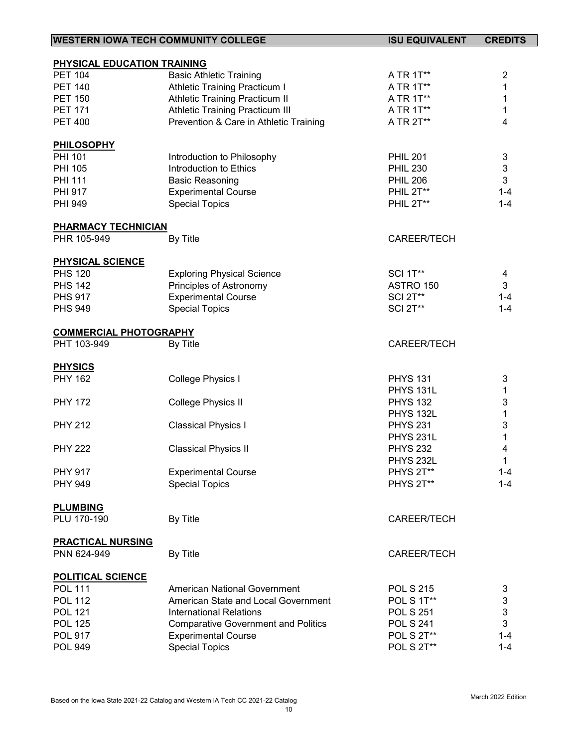| WESTERN IOWA TECH COMMUNITY COLLEGE | | ISU EQUIVALENT | CREDITS |
|---|---|---|---|
| **PHYSICAL EDUCATION TRAINING** | | | |
| PET 104 | Basic Athletic Training | A TR 1T** | 2 |
| PET 140 | Athletic Training Practicum I | A TR 1T** | 1 |
| PET 150 | Athletic Training Practicum II | A TR 1T** | 1 |
| PET 171 | Athletic Training Practicum III | A TR 1T** | 1 |
| PET 400 | Prevention & Care in Athletic Training | A TR 2T** | 4 |
| **PHILOSOPHY** | | | |
| PHI 101 | Introduction to Philosophy | PHIL 201 | 3 |
| PHI 105 | Introduction to Ethics | PHIL 230 | 3 |
| PHI 111 | Basic Reasoning | PHIL 206 | 3 |
| PHI 917 | Experimental Course | PHIL 2T** | 1-4 |
| PHI 949 | Special Topics | PHIL 2T** | 1-4 |
| **PHARMACY TECHNICIAN** | | | |
| PHR 105-949 | By Title | CAREER/TECH | |
| **PHYSICAL SCIENCE** | | | |
| PHS 120 | Exploring Physical Science | SCI 1T** | 4 |
| PHS 142 | Principles of Astronomy | ASTRO 150 | 3 |
| PHS 917 | Experimental Course | SCI 2T** | 1-4 |
| PHS 949 | Special Topics | SCI 2T** | 1-4 |
| **COMMERCIAL PHOTOGRAPHY** | | | |
| PHT 103-949 | By Title | CAREER/TECH | |
| **PHYSICS** | | | |
| PHY 162 | College Physics I | PHYS 131 | 3 |
| | | PHYS 131L | 1 |
| PHY 172 | College Physics II | PHYS 132 | 3 |
| | | PHYS 132L | 1 |
| PHY 212 | Classical Physics I | PHYS 231 | 3 |
| | | PHYS 231L | 1 |
| PHY 222 | Classical Physics II | PHYS 232 | 4 |
| | | PHYS 232L | 1 |
| PHY 917 | Experimental Course | PHYS 2T** | 1-4 |
| PHY 949 | Special Topics | PHYS 2T** | 1-4 |
| **PLUMBING** | | | |
| PLU 170-190 | By Title | CAREER/TECH | |
| **PRACTICAL NURSING** | | | |
| PNN 624-949 | By Title | CAREER/TECH | |
| **POLITICAL SCIENCE** | | | |
| POL 111 | American National Government | POL S 215 | 3 |
| POL 112 | American State and Local Government | POL S 1T** | 3 |
| POL 121 | International Relations | POL S 251 | 3 |
| POL 125 | Comparative Government and Politics | POL S 241 | 3 |
| POL 917 | Experimental Course | POL S 2T** | 1-4 |
| POL 949 | Special Topics | POL S 2T** | 1-4 |

Based on the Iowa State 2021-22 Catalog and Western IA Tech CC 2021-22 Catalog

March 2022 Edition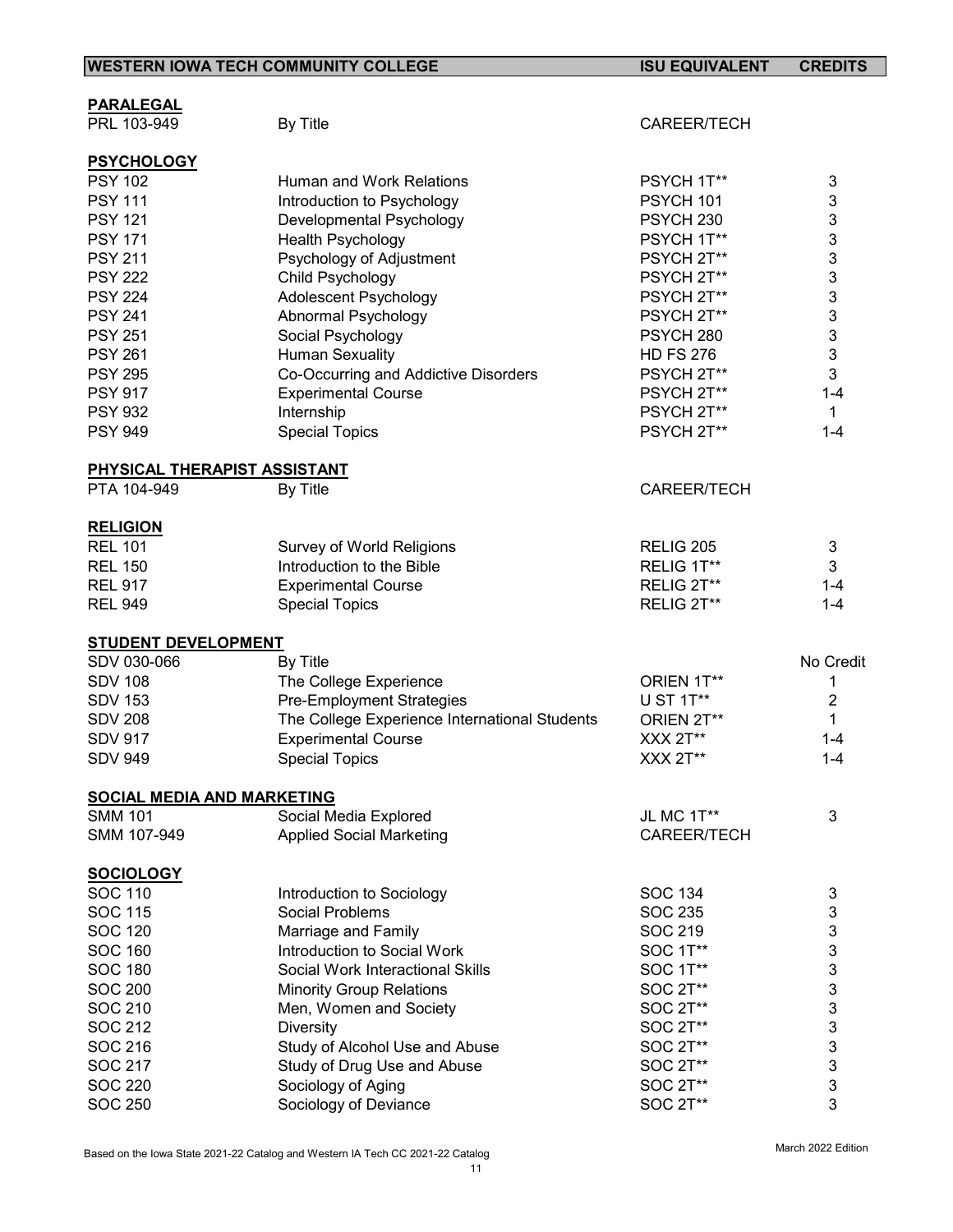| WESTERN IOWA TECH COMMUNITY COLLEGE | | ISU EQUIVALENT | CREDITS |
|---|---|---|---|
| **PARALEGAL** | | | |
| PRL 103-949 | By Title | CAREER/TECH | |
| **PSYCHOLOGY** | | | |
| PSY 102 | Human and Work Relations | PSYCH 1T** | 3 |
| PSY 111 | Introduction to Psychology | PSYCH 101 | 3 |
| PSY 121 | Developmental Psychology | PSYCH 230 | 3 |
| PSY 171 | Health Psychology | PSYCH 1T** | 3 |
| PSY 211 | Psychology of Adjustment | PSYCH 2T** | 3 |
| PSY 222 | Child Psychology | PSYCH 2T** | 3 |
| PSY 224 | Adolescent Psychology | PSYCH 2T** | 3 |
| PSY 241 | Abnormal Psychology | PSYCH 2T** | 3 |
| PSY 251 | Social Psychology | PSYCH 280 | 3 |
| PSY 261 | Human Sexuality | HD FS 276 | 3 |
| PSY 295 | Co-Occurring and Addictive Disorders | PSYCH 2T** | 3 |
| PSY 917 | Experimental Course | PSYCH 2T** | 1-4 |
| PSY 932 | Internship | PSYCH 2T** | 1 |
| PSY 949 | Special Topics | PSYCH 2T** | 1-4 |
| **PHYSICAL THERAPIST ASSISTANT** | | | |
| PTA 104-949 | By Title | CAREER/TECH | |
| **RELIGION** | | | |
| REL 101 | Survey of World Religions | RELIG 205 | 3 |
| REL 150 | Introduction to the Bible | RELIG 1T** | 3 |
| REL 917 | Experimental Course | RELIG 2T** | 1-4 |
| REL 949 | Special Topics | RELIG 2T** | 1-4 |
| **STUDENT DEVELOPMENT** | | | |
| SDV 030-066 | By Title | | No Credit |
| SDV 108 | The College Experience | ORIEN 1T** | 1 |
| SDV 153 | Pre-Employment Strategies | U ST 1T** | 2 |
| SDV 208 | The College Experience International Students | ORIEN 2T** | 1 |
| SDV 917 | Experimental Course | XXX 2T** | 1-4 |
| SDV 949 | Special Topics | XXX 2T** | 1-4 |
| **SOCIAL MEDIA AND MARKETING** | | | |
| SMM 101 | Social Media Explored | JL MC 1T** | 3 |
| SMM 107-949 | Applied Social Marketing | CAREER/TECH | |
| **SOCIOLOGY** | | | |
| SOC 110 | Introduction to Sociology | SOC 134 | 3 |
| SOC 115 | Social Problems | SOC 235 | 3 |
| SOC 120 | Marriage and Family | SOC 219 | 3 |
| SOC 160 | Introduction to Social Work | SOC 1T** | 3 |
| SOC 180 | Social Work Interactional Skills | SOC 1T** | 3 |
| SOC 200 | Minority Group Relations | SOC 2T** | 3 |
| SOC 210 | Men, Women and Society | SOC 2T** | 3 |
| SOC 212 | Diversity | SOC 2T** | 3 |
| SOC 216 | Study of Alcohol Use and Abuse | SOC 2T** | 3 |
| SOC 217 | Study of Drug Use and Abuse | SOC 2T** | 3 |
| SOC 220 | Sociology of Aging | SOC 2T** | 3 |
| SOC 250 | Sociology of Deviance | SOC 2T** | 3 |

Based on the Iowa State 2021-22 Catalog and Western IA Tech CC 2021-22 Catalog

March 2022 Edition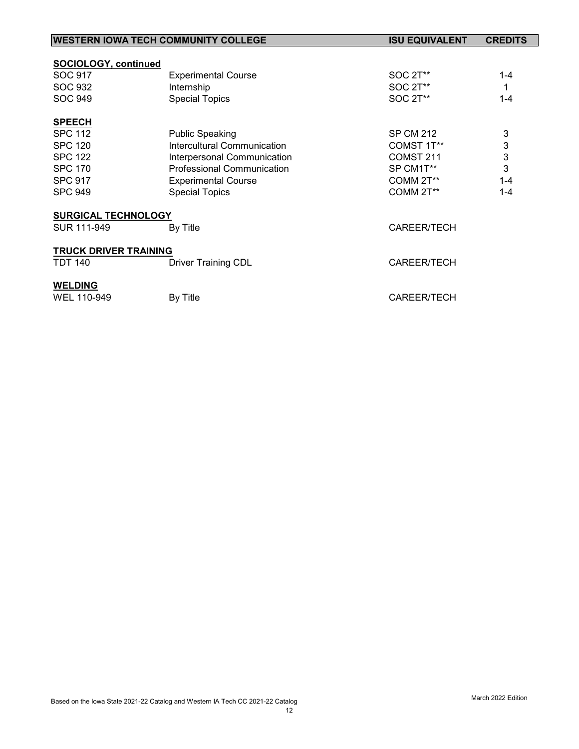| WESTERN IOWA TECH COMMUNITY COLLEGE | | ISU EQUIVALENT | CREDITS |
|---|---|---|---|
| **SOCIOLOGY, continued** | | | |
| SOC 917 | Experimental Course | SOC 2T** | 1-4 |
| SOC 932 | Internship | SOC 2T** | 1 |
| SOC 949 | Special Topics | SOC 2T** | 1-4 |
| **SPEECH** | | | |
| SPC 112 | Public Speaking | SP CM 212 | 3 |
| SPC 120 | Intercultural Communication | COMST 1T** | 3 |
| SPC 122 | Interpersonal Communication | COMST 211 | 3 |
| SPC 170 | Professional Communication | SP CM1T** | 3 |
| SPC 917 | Experimental Course | COMM 2T** | 1-4 |
| SPC 949 | Special Topics | COMM 2T** | 1-4 |
| **SURGICAL TECHNOLOGY** | | | |
| SUR 111-949 | By Title | CAREER/TECH | |
| **TRUCK DRIVER TRAINING** | | | |
| TDT 140 | Driver Training CDL | CAREER/TECH | |
| **WELDING** | | | |
| WEL 110-949 | By Title | CAREER/TECH | |

Based on the Iowa State 2021-22 Catalog and Western IA Tech CC 2021-22 Catalog

March 2022 Edition